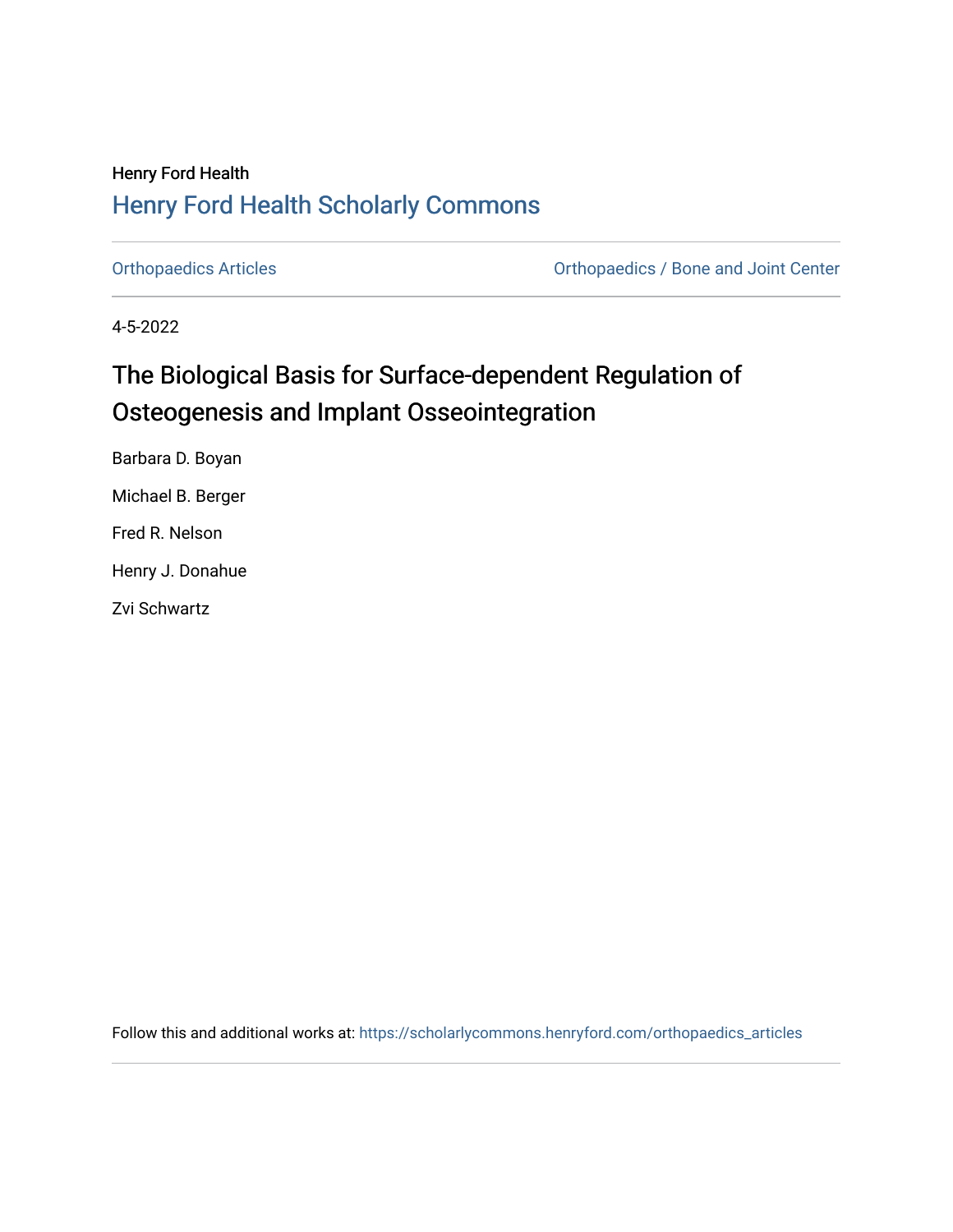Henry Ford Health

## Henry Ford Health Scholarly Commons

Orthopaedics Articles | Orthopaedics / Bone and Joint Center

4-5-2022

# The Biological Basis for Surface-dependent Regulation of Osteogenesis and Implant Osseointegration

Barbara D. Boyan

Michael B. Berger

Fred R. Nelson

Henry J. Donahue

Zvi Schwartz

Follow this and additional works at: https://scholarlycommons.henryford.com/orthopaedics_articles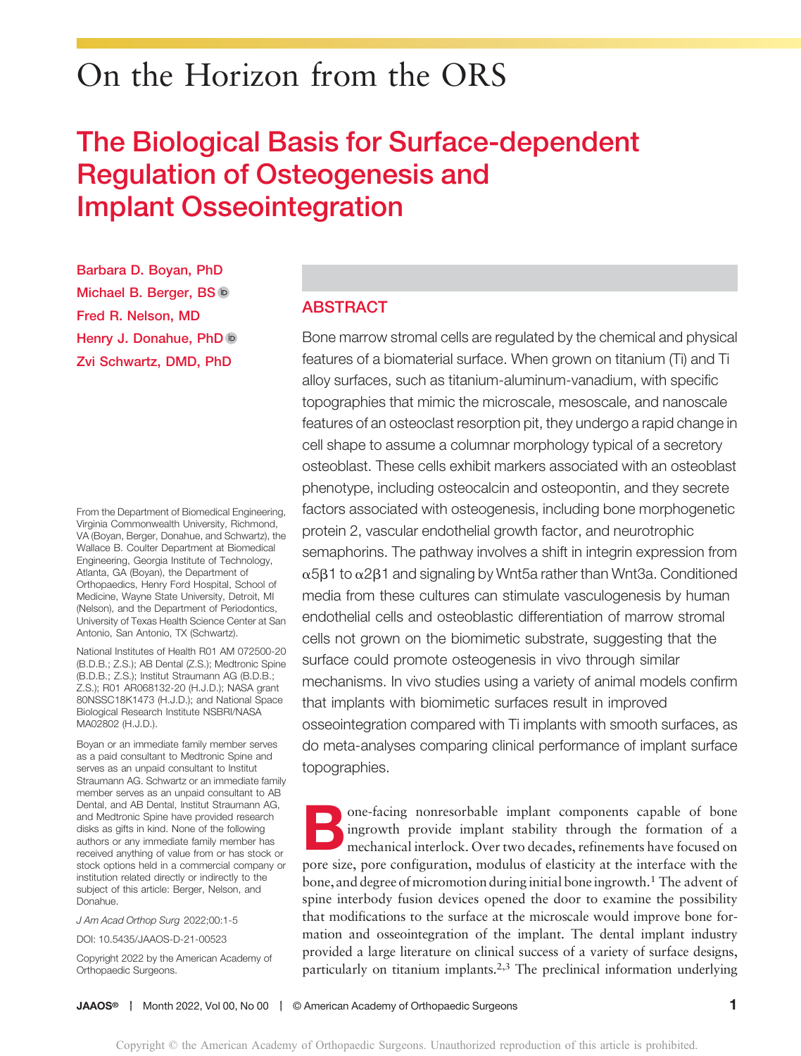On the Horizon from the ORS

# The Biological Basis for Surface-dependent Regulation of Osteogenesis and Implant Osseointegration

**Barbara D. Boyan, PhD**
**Michael B. Berger, BS**
**Fred R. Nelson, MD**
**Henry J. Donahue, PhD**
**Zvi Schwartz, DMD, PhD**

## ABSTRACT

Bone marrow stromal cells are regulated by the chemical and physical features of a biomaterial surface. When grown on titanium (Ti) and Ti alloy surfaces, such as titanium-aluminum-vanadium, with specific topographies that mimic the microscale, mesoscale, and nanoscale features of an osteoclast resorption pit, they undergo a rapid change in cell shape to assume a columnar morphology typical of a secretory osteoblast. These cells exhibit markers associated with an osteoblast phenotype, including osteocalcin and osteopontin, and they secrete factors associated with osteogenesis, including bone morphogenetic protein 2, vascular endothelial growth factor, and neurotrophic semaphorins. The pathway involves a shift in integrin expression from $\alpha5\beta1$ to $\alpha2\beta1$ and signaling by Wnt5a rather than Wnt3a. Conditioned media from these cultures can stimulate vasculogenesis by human endothelial cells and osteoblastic differentiation of marrow stromal cells not grown on the biomimetic substrate, suggesting that the surface could promote osteogenesis in vivo through similar mechanisms. In vivo studies using a variety of animal models confirm that implants with biomimetic surfaces result in improved osseointegration compared with Ti implants with smooth surfaces, as do meta-analyses comparing clinical performance of implant surface topographies.

From the Department of Biomedical Engineering, Virginia Commonwealth University, Richmond, VA (Boyan, Berger, Donahue, and Schwartz), the Wallace B. Coulter Department at Biomedical Engineering, Georgia Institute of Technology, Atlanta, GA (Boyan), the Department of Orthopaedics, Henry Ford Hospital, School of Medicine, Wayne State University, Detroit, MI (Nelson), and the Department of Periodontics, University of Texas Health Science Center at San Antonio, San Antonio, TX (Schwartz).

National Institutes of Health R01 AM 072500-20 (B.D.B.; Z.S.); AB Dental (Z.S.); Medtronic Spine (B.D.B.; Z.S.); Institut Straumann AG (B.D.B.; Z.S.); R01 AR068132-20 (H.J.D.); NASA grant 80NSSC18K1473 (H.J.D.); and National Space Biological Research Institute NSBRI/NASA MA02802 (H.J.D.).

Boyan or an immediate family member serves as a paid consultant to Medtronic Spine and serves as an unpaid consultant to Institut Straumann AG. Schwartz or an immediate family member serves as an unpaid consultant to AB Dental, and AB Dental, Institut Straumann AG, and Medtronic Spine have provided research disks as gifts in kind. None of the following authors or any immediate family member has received anything of value from or has stock or stock options held in a commercial company or institution related directly or indirectly to the subject of this article: Berger, Nelson, and Donahue.

*J Am Acad Orthop Surg* 2022;00:1-5

DOI: 10.5435/JAAOS-D-21-00523

Copyright 2022 by the American Academy of Orthopaedic Surgeons.

Bone-facing nonresorbable implant components capable of bone ingrowth provide implant stability through the formation of a mechanical interlock. Over two decades, refinements have focused on pore size, pore configuration, modulus of elasticity at the interface with the bone, and degree of micromotion during initial bone ingrowth.[1] The advent of spine interbody fusion devices opened the door to examine the possibility that modifications to the surface at the microscale would improve bone formation and osseointegration of the implant. The dental implant industry provided a large literature on clinical success of a variety of surface designs, particularly on titanium implants.[2,3] The preclinical information underlying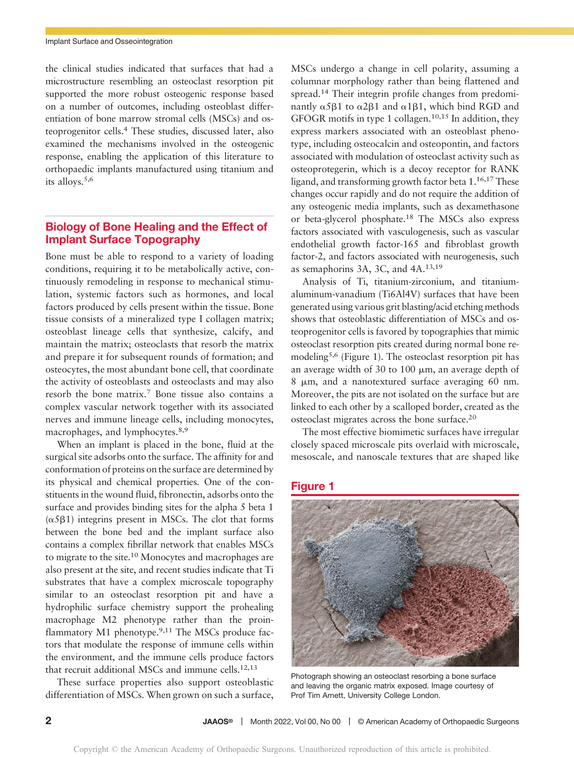the clinical studies indicated that surfaces that had a microstructure resembling an osteoclast resorption pit supported the more robust osteogenic response based on a number of outcomes, including osteoblast differentiation of bone marrow stromal cells (MSCs) and osteoprogenitor cells.[4] These studies, discussed later, also examined the mechanisms involved in the osteogenic response, enabling the application of this literature to orthopaedic implants manufactured using titanium and its alloys.[5,6]

## Biology of Bone Healing and the Effect of Implant Surface Topography

Bone must be able to respond to a variety of loading conditions, requiring it to be metabolically active, continuously remodeling in response to mechanical stimulation, systemic factors such as hormones, and local factors produced by cells present within the tissue. Bone tissue consists of a mineralized type I collagen matrix; osteoblast lineage cells that synthesize, calcify, and maintain the matrix; osteoclasts that resorb the matrix and prepare it for subsequent rounds of formation; and osteocytes, the most abundant bone cell, that coordinate the activity of osteoblasts and osteoclasts and may also resorb the bone matrix.[7] Bone tissue also contains a complex vascular network together with its associated nerves and immune lineage cells, including monocytes, macrophages, and lymphocytes.[8,9]

When an implant is placed in the bone, fluid at the surgical site adsorbs onto the surface. The affinity for and conformation of proteins on the surface are determined by its physical and chemical properties. One of the constituents in the wound fluid, fibronectin, adsorbs onto the surface and provides binding sites for the alpha 5 beta 1 ($\alpha5\beta1$) integrins present in MSCs. The clot that forms between the bone bed and the implant surface also contains a complex fibrillar network that enables MSCs to migrate to the site.[10] Monocytes and macrophages are also present at the site, and recent studies indicate that Ti substrates that have a complex microscale topography similar to an osteoclast resorption pit and have a hydrophilic surface chemistry support the prohealing macrophage M2 phenotype rather than the proinflammatory M1 phenotype.[9,11] The MSCs produce factors that modulate the response of immune cells within the environment, and the immune cells produce factors that recruit additional MSCs and immune cells.[12,13]

These surface properties also support osteoblastic differentiation of MSCs. When grown on such a surface, MSCs undergo a change in cell polarity, assuming a columnar morphology rather than being flattened and spread.[14] Their integrin profile changes from predominantly $\alpha5\beta1$ to $\alpha2\beta1$ and $\alpha1\beta1$, which bind RGD and GFOGR motifs in type 1 collagen.[10,15] In addition, they express markers associated with an osteoblast phenotype, including osteocalcin and osteopontin, and factors associated with modulation of osteoclast activity such as osteoprotegerin, which is a decoy receptor for RANK ligand, and transforming growth factor beta 1.[16,17] These changes occur rapidly and do not require the addition of any osteogenic media implants, such as dexamethasone or beta-glycerol phosphate.[18] The MSCs also express factors associated with vasculogenesis, such as vascular endothelial growth factor-165 and fibroblast growth factor-2, and factors associated with neurogenesis, such as semaphorins 3A, 3C, and 4A.[13,19]

Analysis of Ti, titanium-zirconium, and titanium-aluminum-vanadium (Ti6Al4V) surfaces that have been generated using various grit blasting/acid etching methods shows that osteoblastic differentiation of MSCs and osteoprogenitor cells is favored by topographies that mimic osteoclast resorption pits created during normal bone remodeling[5,6] (Figure 1). The osteoclast resorption pit has an average width of 30 to 100 μm, an average depth of 8 μm, and a nanotextured surface averaging 60 nm. Moreover, the pits are not isolated on the surface but are linked to each other by a scalloped border, created as the osteoclast migrates across the bone surface.[20]

The most effective biomimetic surfaces have irregular closely spaced microscale pits overlaid with microscale, mesoscale, and nanoscale textures that are shaped like

**Figure 1**

Photograph showing an osteoclast resorbing a bone surface and leaving the organic matrix exposed. Image courtesy of Prof Tim Arnett, University College London.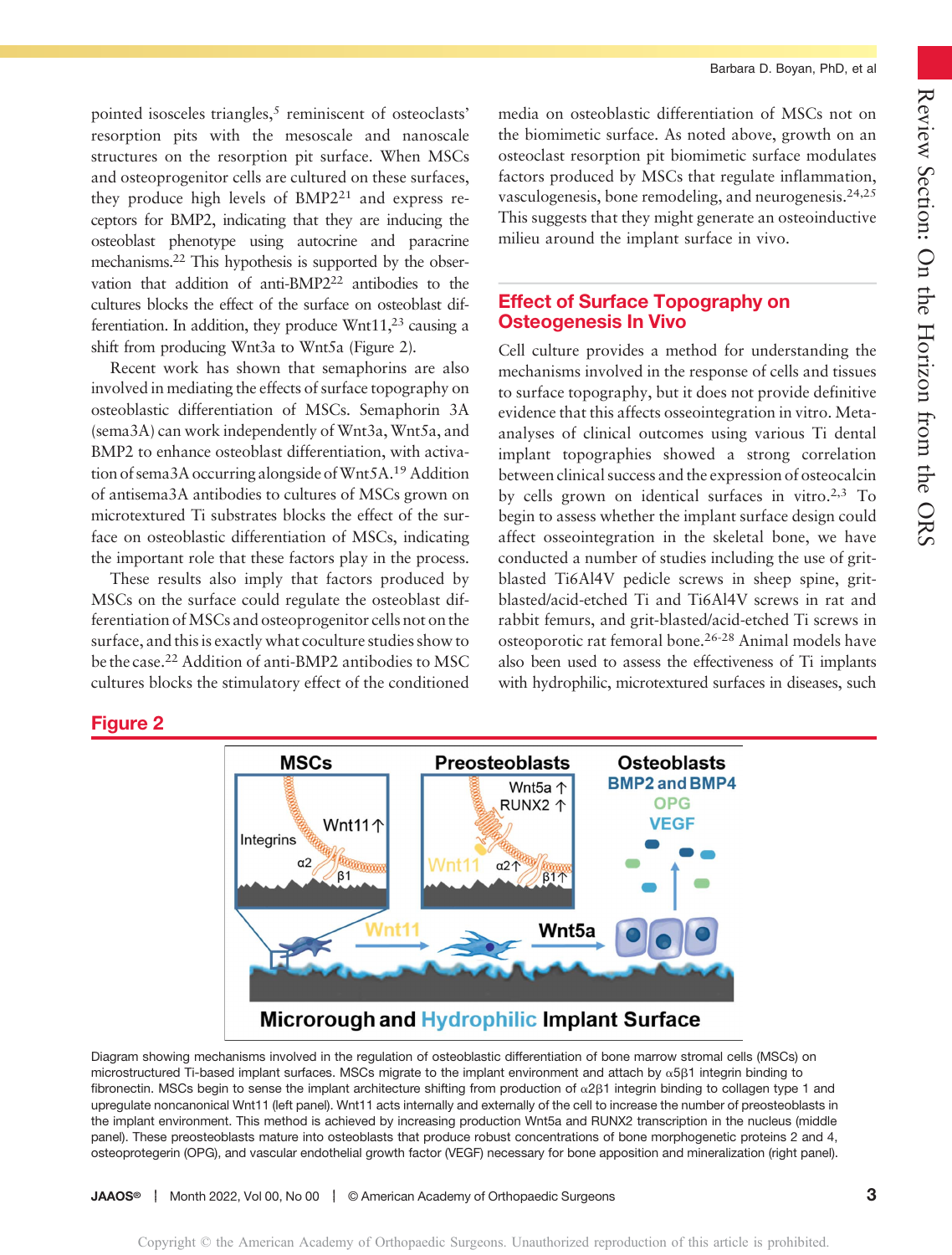pointed isosceles triangles,[5] reminiscent of osteoclasts' resorption pits with the mesoscale and nanoscale structures on the resorption pit surface. When MSCs and osteoprogenitor cells are cultured on these surfaces, they produce high levels of BMP2[21] and express receptors for BMP2, indicating that they are inducing the osteoblast phenotype using autocrine and paracrine mechanisms.[22] This hypothesis is supported by the observation that addition of anti-BMP2[22] antibodies to the cultures blocks the effect of the surface on osteoblast differentiation. In addition, they produce Wnt11,[23] causing a shift from producing Wnt3a to Wnt5a (Figure 2).

Recent work has shown that semaphorins are also involved in mediating the effects of surface topography on osteoblastic differentiation of MSCs. Semaphorin 3A (sema3A) can work independently of Wnt3a, Wnt5a, and BMP2 to enhance osteoblast differentiation, with activation of sema3A occurring alongside of Wnt5A.[19] Addition of antisema3A antibodies to cultures of MSCs grown on microtextured Ti substrates blocks the effect of the surface on osteoblastic differentiation of MSCs, indicating the important role that these factors play in the process.

These results also imply that factors produced by MSCs on the surface could regulate the osteoblast differentiation of MSCs and osteoprogenitor cells not on the surface, and this is exactly what coculture studies show to be the case.[22] Addition of anti-BMP2 antibodies to MSC cultures blocks the stimulatory effect of the conditioned media on osteoblastic differentiation of MSCs not on the biomimetic surface. As noted above, growth on an osteoclast resorption pit biomimetic surface modulates factors produced by MSCs that regulate inflammation, vasculogenesis, bone remodeling, and neurogenesis.[24,25] This suggests that they might generate an osteoinductive milieu around the implant surface in vivo.

## Effect of Surface Topography on Osteogenesis In Vivo

Cell culture provides a method for understanding the mechanisms involved in the response of cells and tissues to surface topography, but it does not provide definitive evidence that this affects osseointegration in vitro. Meta-analyses of clinical outcomes using various Ti dental implant topographies showed a strong correlation between clinical success and the expression of osteocalcin by cells grown on identical surfaces in vitro.[2,3] To begin to assess whether the implant surface design could affect osseointegration in the skeletal bone, we have conducted a number of studies including the use of grit-blasted Ti6Al4V pedicle screws in sheep spine, grit-blasted/acid-etched Ti and Ti6Al4V screws in rat and rabbit femurs, and grit-blasted/acid-etched Ti screws in osteoporotic rat femoral bone.[26-28] Animal models have also been used to assess the effectiveness of Ti implants with hydrophilic, microtextured surfaces in diseases, such

**Figure 2**

Diagram showing mechanisms involved in the regulation of osteoblastic differentiation of bone marrow stromal cells (MSCs) on microstructured Ti-based implant surfaces. MSCs migrate to the implant environment and attach by $\alpha5\beta1$ integrin binding to fibronectin. MSCs begin to sense the implant architecture shifting from production of $\alpha2\beta1$ integrin binding to collagen type 1 and upregulate noncanonical Wnt11 (left panel). Wnt11 acts internally and externally of the cell to increase the number of preosteoblasts in the implant environment. This method is achieved by increasing production Wnt5a and RUNX2 transcription in the nucleus (middle panel). These preosteoblasts mature into osteoblasts that produce robust concentrations of bone morphogenetic proteins 2 and 4, osteoprotegerin (OPG), and vascular endothelial growth factor (VEGF) necessary for bone apposition and mineralization (right panel).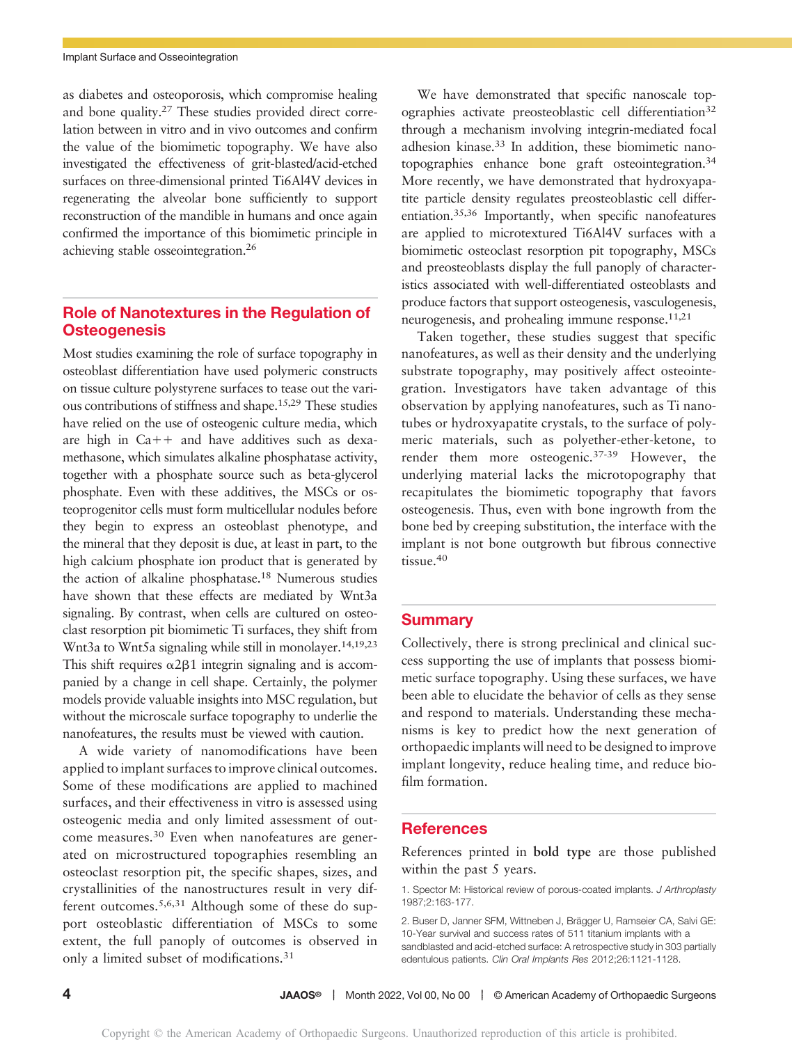as diabetes and osteoporosis, which compromise healing and bone quality.[27] These studies provided direct correlation between in vitro and in vivo outcomes and confirm the value of the biomimetic topography. We have also investigated the effectiveness of grit-blasted/acid-etched surfaces on three-dimensional printed Ti6Al4V devices in regenerating the alveolar bone sufficiently to support reconstruction of the mandible in humans and once again confirmed the importance of this biomimetic principle in achieving stable osseointegration.[26]

## Role of Nanotextures in the Regulation of Osteogenesis

Most studies examining the role of surface topography in osteoblast differentiation have used polymeric constructs on tissue culture polystyrene surfaces to tease out the various contributions of stiffness and shape.[15,29] These studies have relied on the use of osteogenic culture media, which are high in Ca++ and have additives such as dexamethasone, which simulates alkaline phosphatase activity, together with a phosphate source such as beta-glycerol phosphate. Even with these additives, the MSCs or osteoprogenitor cells must form multicellular nodules before they begin to express an osteoblast phenotype, and the mineral that they deposit is due, at least in part, to the high calcium phosphate ion product that is generated by the action of alkaline phosphatase.[18] Numerous studies have shown that these effects are mediated by Wnt3a signaling. By contrast, when cells are cultured on osteoclast resorption pit biomimetic Ti surfaces, they shift from Wnt3a to Wnt5a signaling while still in monolayer.[14,19,23] This shift requires $\alpha 2\beta 1$ integrin signaling and is accompanied by a change in cell shape. Certainly, the polymer models provide valuable insights into MSC regulation, but without the microscale surface topography to underlie the nanofeatures, the results must be viewed with caution.

A wide variety of nanomodifications have been applied to implant surfaces to improve clinical outcomes. Some of these modifications are applied to machined surfaces, and their effectiveness in vitro is assessed using osteogenic media and only limited assessment of outcome measures.[30] Even when nanofeatures are generated on microstructured topographies resembling an osteoclast resorption pit, the specific shapes, sizes, and crystallinities of the nanostructures result in very different outcomes.[5,6,31] Although some of these do support osteoblastic differentiation of MSCs to some extent, the full panoply of outcomes is observed in only a limited subset of modifications.[31]

We have demonstrated that specific nanoscale topographies activate preosteoblastic cell differentiation[32] through a mechanism involving integrin-mediated focal adhesion kinase.[33] In addition, these biomimetic nanotopographies enhance bone graft osteointegration.[34] More recently, we have demonstrated that hydroxyapatite particle density regulates preosteoblastic cell differentiation.[35,36] Importantly, when specific nanofeatures are applied to microtextured Ti6Al4V surfaces with a biomimetic osteoclast resorption pit topography, MSCs and preosteoblasts display the full panoply of characteristics associated with well-differentiated osteoblasts and produce factors that support osteogenesis, vasculogenesis, neurogenesis, and prohealing immune response.[11,21]

Taken together, these studies suggest that specific nanofeatures, as well as their density and the underlying substrate topography, may positively affect osteointegration. Investigators have taken advantage of this observation by applying nanofeatures, such as Ti nanotubes or hydroxyapatite crystals, to the surface of polymeric materials, such as polyether-ether-ketone, to render them more osteogenic.[37-39] However, the underlying material lacks the microtopography that recapitulates the biomimetic topography that favors osteogenesis. Thus, even with bone ingrowth from the bone bed by creeping substitution, the interface with the implant is not bone outgrowth but fibrous connective tissue.[40]

## Summary

Collectively, there is strong preclinical and clinical success supporting the use of implants that possess biomimetic surface topography. Using these surfaces, we have been able to elucidate the behavior of cells as they sense and respond to materials. Understanding these mechanisms is key to predict how the next generation of orthopaedic implants will need to be designed to improve implant longevity, reduce healing time, and reduce biofilm formation.

## References

References printed in **bold type** are those published within the past 5 years.

1. Spector M: Historical review of porous-coated implants. *J Arthroplasty* 1987;2:163-177.

2. Buser D, Janner SFM, Wittneben J, Brägger U, Ramseier CA, Salvi GE: 10-Year survival and success rates of 511 titanium implants with a sandblasted and acid-etched surface: A retrospective study in 303 partially edentulous patients. *Clin Oral Implants Res* 2012;26:1121-1128.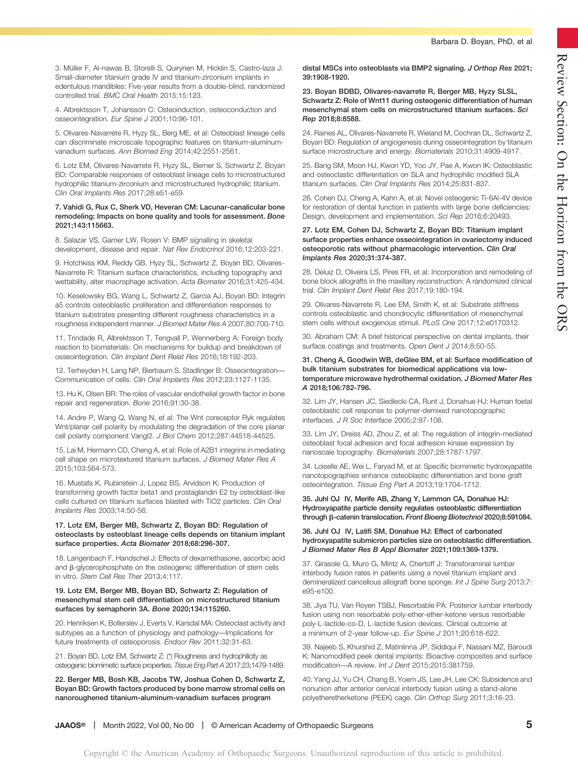3. Müller F, Al-nawas B, Storelli S, Quirynen M, Hicklin S, Castro-laza J: Small-diameter titanium grade IV and titanium-zirconium implants in edentulous mandibles: Five-year results from a double-blind, randomized controlled trial. *BMC Oral Health* 2015;15:123.

4. Albrektsson T, Johansson C: Osteoinduction, osteoconduction and osseointegration. *Eur Spine J* 2001;10:96-101.

5. Olivares-Navarrete R, Hyzy SL, Berg ME, et al: Osteoblast lineage cells can discriminate microscale topographic features on titanium-aluminum-vanadium surfaces. *Ann Biomed Eng* 2014;42:2551-2561.

6. Lotz EM, Olivares-Navarrete R, Hyzy SL, Berner S, Schwartz Z, Boyan BD: Comparable responses of osteoblast lineage cells to microstructured hydrophilic titanium-zirconium and microstructured hydrophilic titanium. *Clin Oral Implants Res* 2017;28:e51-e59.

**7. Vahidi G, Rux C, Sherk VD, Heveran CM: Lacunar-canalicular bone remodeling: Impacts on bone quality and tools for assessment. *Bone* 2021;143:115663.**

8. Salazar VS, Gamer LW, Rosen V: BMP signalling in skeletal development, disease and repair. *Nat Rev Endocrinol* 2016;12:203-221.

9. Hotchkiss KM, Reddy GB, Hyzy SL, Schwartz Z, Boyan BD, Olivares-Navarrete R: Titanium surface characteristics, including topography and wettability, alter macrophage activation. *Acta Biomater* 2016;31:425-434.

10. Keselowsky BG, Wang L, Schwartz Z, Garcia AJ, Boyan BD: Integrin a5 controls osteoblastic proliferation and differentiation responses to titanium substrates presenting different roughness characteristics in a roughness independent manner. *J Biomed Mater Res A* 2007;80:700-710.

11. Trindade R, Albrektsson T, Tengvall P, Wennerberg A: Foreign body reaction to biomaterials: On mechanisms for buildup and breakdown of osseointegration. *Clin Implant Dent Relat Res* 2016;18:192-203.

12. Terheyden H, Lang NP, Bierbaum S, Stadlinger B: Osseointegration—Communication of cells. *Clin Oral Implants Res* 2012;23:1127-1135.

13. Hu K, Olsen BR: The roles of vascular endothelial growth factor in bone repair and regeneration. *Bone* 2016;91:30-38.

14. Andre P, Wang Q, Wang N, et al: The Wnt coreceptor Ryk regulates Wnt/planar cell polarity by modulating the degradation of the core planar cell polarity component Vangl2. *J Biol Chem* 2012;287:44518-44525.

15. Lai M, Hermann CD, Cheng A, et al: Role of A2B1 integrins in mediating cell shape on microtextured titanium surfaces. *J Biomed Mater Res A* 2015;103:564-573.

16. Mustafa K, Rubinstein J, Lopez BS, Arvidson K: Production of transforming growth factor beta1 and prostaglandin E2 by osteoblast-like cells cultured on titanium surfaces blasted with TiO2 particles. *Clin Oral Implants Res* 2003;14:50-56.

**17. Lotz EM, Berger MB, Schwartz Z, Boyan BD: Regulation of osteoclasts by osteoblast lineage cells depends on titanium implant surface properties. *Acta Biomater* 2018;68:296-307.**

18. Langenbach F, Handschel J: Effects of dexamethasone, ascorbic acid and β-glycerophosphate on the osteogenic differentiation of stem cells in vitro. *Stem Cell Res Ther* 2013;4:117.

**19. Lotz EM, Berger MB, Boyan BD, Schwartz Z: Regulation of mesenchymal stem cell differentiation on microstructured titanium surfaces by semaphorin 3A. *Bone* 2020;134:115260.**

20. Henriksen K, Bollerslev J, Everts V, Karsdal MA: Osteoclast activity and subtypes as a function of physiology and pathology—Implications for future treatments of osteoporosis. *Endocr Rev* 2011;32:31-63.

21. Boyan BD, Lotz EM, Schwartz Z: (*) Roughness and hydrophilicity as osteogenic biomimetic surface properties. *Tissue Eng Part A* 2017;23:1479-1489.

**22. Berger MB, Bosh KB, Jacobs TW, Joshua Cohen D, Schwartz Z, Boyan BD: Growth factors produced by bone marrow stromal cells on nanoroughened titanium-aluminum-vanadium surfaces program distal MSCs into osteoblasts via BMP2 signaling. *J Orthop Res* 2021;39:1908-1920.**

**23. Boyan BDBD, Olivares-navarrete R, Berger MB, Hyzy SLSL, Schwartz Z: Role of Wnt11 during osteogenic differentiation of human mesenchymal stem cells on microstructured titanium surfaces. *Sci Rep* 2018;8:8588.**

24. Raines AL, Olivares-Navarrete R, Wieland M, Cochran DL, Schwartz Z, Boyan BD: Regulation of angiogenesis during osseointegration by titanium surface microstructure and energy. *Biomaterials* 2010;31:4909-4917.

25. Bang SM, Moon HJ, Kwon YD, Yoo JY, Pae A, Kwon IK: Osteoblastic and osteoclastic differentiation on SLA and hydrophilic modified SLA titanium surfaces. *Clin Oral Implants Res* 2014;25:831-837.

26. Cohen DJ, Cheng A, Kahn A, et al: Novel osteogenic Ti-6Al-4V device for restoration of dental function in patients with large bone deficiencies: Design, development and implementation. *Sci Rep* 2016;6:20493.

**27. Lotz EM, Cohen DJ, Schwartz Z, Boyan BD: Titanium implant surface properties enhance osseointegration in ovariectomy induced osteoporotic rats without pharmacologic intervention. *Clin Oral Implants Res* 2020;31:374-387.**

28. Deluiz D, Oliveira LS, Pires FR, et al: Incorporation and remodeling of bone block allografts in the maxillary reconstruction: A randomized clinical trial. *Clin Implant Dent Relat Res* 2017;19:180-194.

29. Olivares-Navarrete R, Lee EM, Smith K, et al: Substrate stiffness controls osteoblastic and chondrocytic differentiation of mesenchymal stem cells without exogenous stimuli. *PLoS One* 2017;12:e0170312.

30. Abraham CM: A brief historical perspective on dental implants, their surface coatings and treatments. *Open Dent J* 2014;8:50-55.

**31. Cheng A, Goodwin WB, deGlee BM, et al: Surface modification of bulk titanium substrates for biomedical applications via low-temperature microwave hydrothermal oxidation. *J Biomed Mater Res A* 2018;106:782-796.**

32. Lim JY, Hansen JC, Siedlecki CA, Runt J, Donahue HJ: Human foetal osteoblastic cell response to polymer-demixed nanotopographic interfaces. *J R Soc Interface* 2005;2:97-108.

33. Lim JY, Dreiss AD, Zhou Z, et al: The regulation of integrin-mediated osteoblast focal adhesion and focal adhesion kinase expression by nanoscale topography. *Biomaterials* 2007;28:1787-1797.

34. Loiselle AE, Wei L, Faryad M, et al: Specific biomimetic hydroxyapatite nanotopographies enhance osteoblastic differentiation and bone graft osteointegration. *Tissue Eng Part A* 2013;19:1704-1712.

**35. Juhl OJ IV, Merife AB, Zhang Y, Lemmon CA, Donahue HJ: Hydroxyapatite particle density regulates osteoblastic differentiation through β-catenin translocation. *Front Bioeng Biotechnol* 2020;8:591084.**

**36. Juhl OJ IV, Latifi SM, Donahue HJ: Effect of carbonated hydroxyapatite submicron particles size on osteoblastic differentiation. *J Biomed Mater Res B Appl Biomater* 2021;109:1369-1379.**

37. Girasole G, Muro G, Mintz A, Chertoff J: Transforaminal lumbar interbody fusion rates in patients using a novel titanium implant and demineralized cancellous allograft bone sponge. *Int J Spine Surg* 2013;7:e95-e100.

38. Jiya TU, Van Royen TSBJ, Resorbable PÁ: Posterior lumbar interbody fusion using non resorbable poly-ether-ether-ketone versus resorbable poly-L-lactide-co-D, L-lactide fusion devices. Clinical outcome at a minimum of 2-year follow-up. *Eur Spine J* 2011;20:618-622.

39. Najeeb S, Khurshid Z, Matinlinna JP, Siddiqui F, Nassani MZ, Baroudi K: Nanomodified peek dental implants: Bioactive composites and surface modification—A review. *Int J Dent* 2015;2015:381759.

40. Yang JJ, Yu CH, Chang B, Yeom JS, Lee JH, Lee CK: Subsidence and nonunion after anterior cervical interbody fusion using a stand-alone polyetheretherketone (PEEK) cage. *Clin Orthop Surg* 2011;3:16-23.